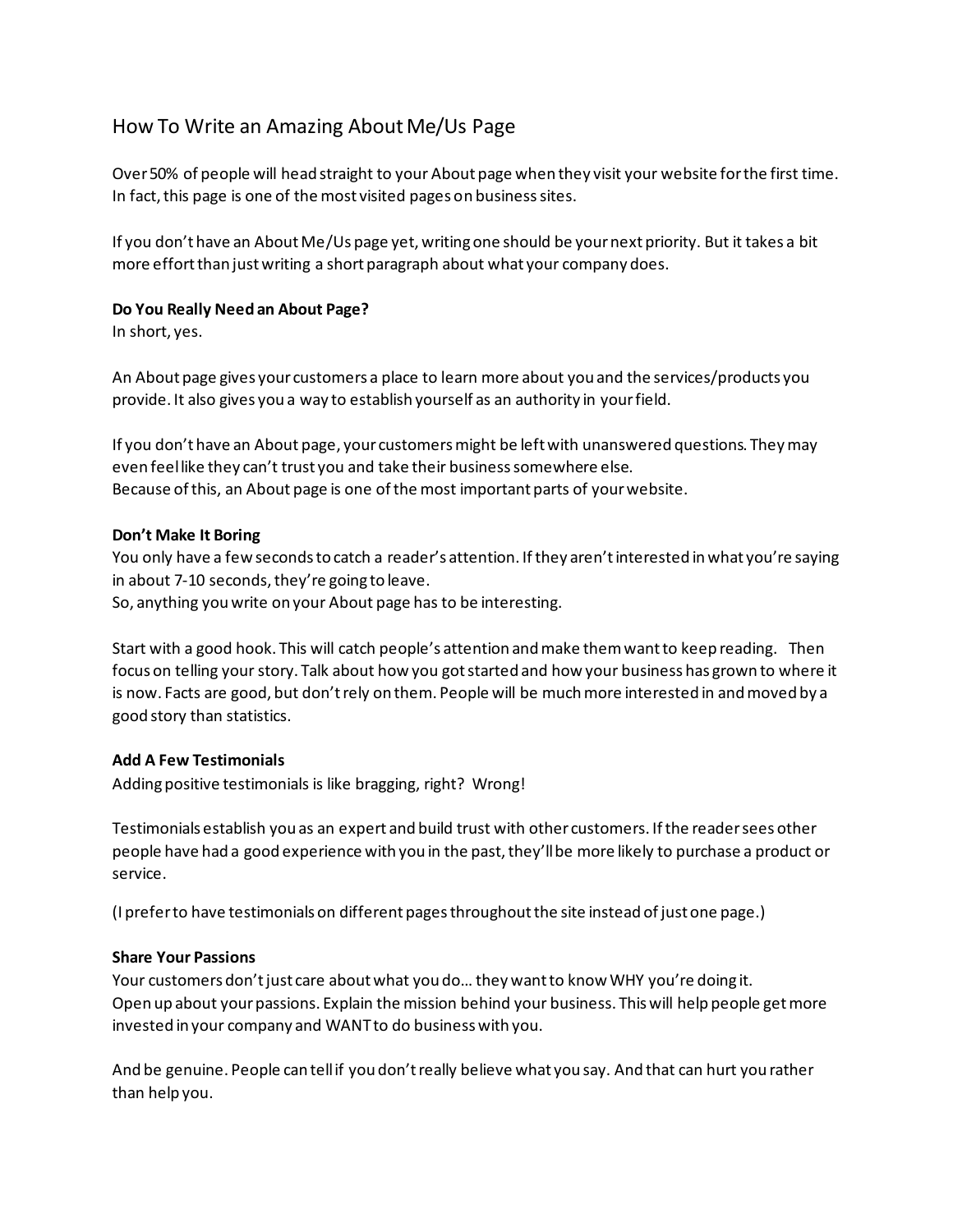# How To Write an Amazing About Me/Us Page

Over 50% of people will head straight to your About page when they visit your website for the first time. In fact, this page is one of the most visited pages on business sites.

If you don't have an About Me/Us page yet, writing one should be your next priority. But it takes a bit more effort than just writing a short paragraph about what your company does.

**Do You Really Need an About Page?**

In short, yes.

An About page gives your customers a place to learn more about you and the services/products you provide. It also gives you a way to establish yourself as an authority in your field.

If you don't have an About page, your customers might be left with unanswered questions. They may even feel like they can't trust you and take their business somewhere else.
Because of this, an About page is one of the most important parts of your website.

**Don't Make It Boring**

You only have a few seconds to catch a reader's attention. If they aren't interested in what you're saying in about 7-10 seconds, they're going to leave.
So, anything you write on your About page has to be interesting.

Start with a good hook. This will catch people's attention and make them want to keep reading. Then focus on telling your story. Talk about how you got started and how your business has grown to where it is now. Facts are good, but don't rely on them. People will be much more interested in and moved by a good story than statistics.

**Add A Few Testimonials**

Adding positive testimonials is like bragging, right? Wrong!

Testimonials establish you as an expert and build trust with other customers. If the reader sees other people have had a good experience with you in the past, they'll be more likely to purchase a product or service.

(I prefer to have testimonials on different pages throughout the site instead of just one page.)

**Share Your Passions**

Your customers don't just care about what you do… they want to know WHY you're doing it.
Open up about your passions. Explain the mission behind your business. This will help people get more invested in your company and WANT to do business with you.

And be genuine. People can tell if you don't really believe what you say. And that can hurt you rather than help you.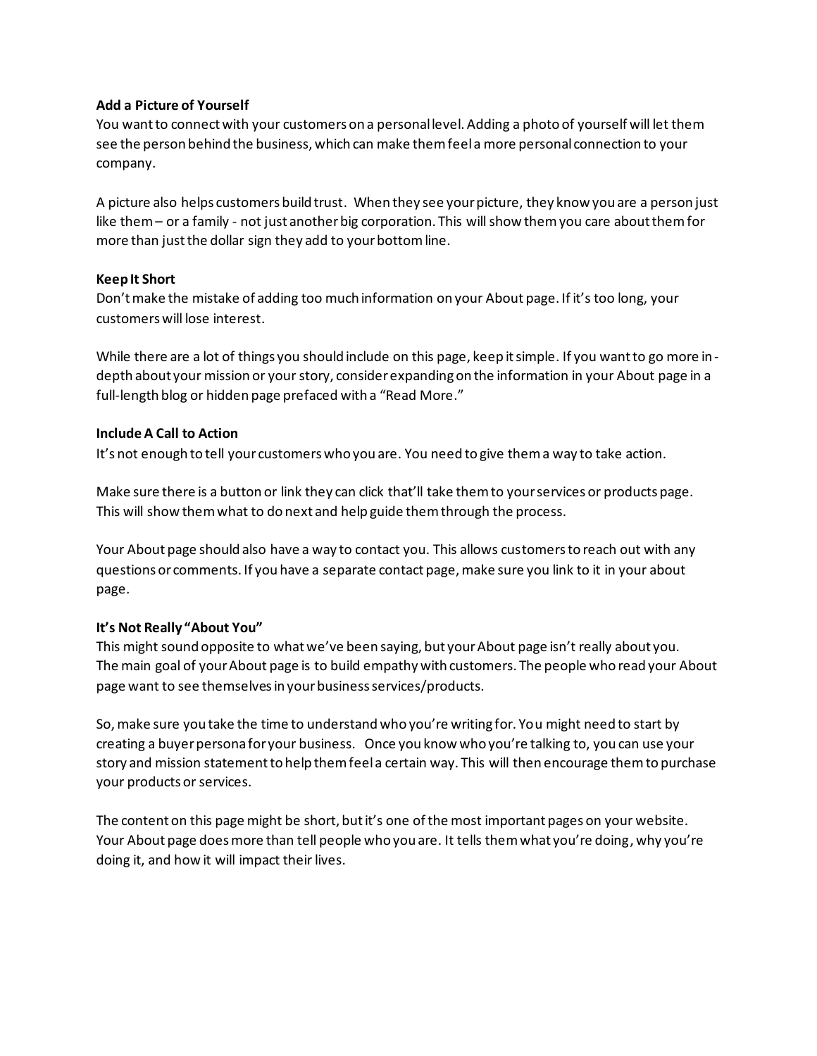### Add a Picture of Yourself

You want to connect with your customers on a personal level. Adding a photo of yourself will let them see the person behind the business, which can make them feel a more personal connection to your company.

A picture also helps customers build trust. When they see your picture, they know you are a person just like them – or a family - not just another big corporation. This will show them you care about them for more than just the dollar sign they add to your bottom line.

### Keep It Short

Don't make the mistake of adding too much information on your About page. If it's too long, your customers will lose interest.

While there are a lot of things you should include on this page, keep it simple. If you want to go more in-depth about your mission or your story, consider expanding on the information in your About page in a full-length blog or hidden page prefaced with a "Read More."

### Include A Call to Action

It's not enough to tell your customers who you are. You need to give them a way to take action.

Make sure there is a button or link they can click that'll take them to your services or products page. This will show them what to do next and help guide them through the process.

Your About page should also have a way to contact you. This allows customers to reach out with any questions or comments. If you have a separate contact page, make sure you link to it in your about page.

### It's Not Really "About You"

This might sound opposite to what we've been saying, but your About page isn't really about you. The main goal of your About page is to build empathy with customers. The people who read your About page want to see themselves in your business services/products.

So, make sure you take the time to understand who you're writing for. You might need to start by creating a buyer persona for your business. Once you know who you're talking to, you can use your story and mission statement to help them feel a certain way. This will then encourage them to purchase your products or services.

The content on this page might be short, but it's one of the most important pages on your website. Your About page does more than tell people who you are. It tells them what you're doing, why you're doing it, and how it will impact their lives.